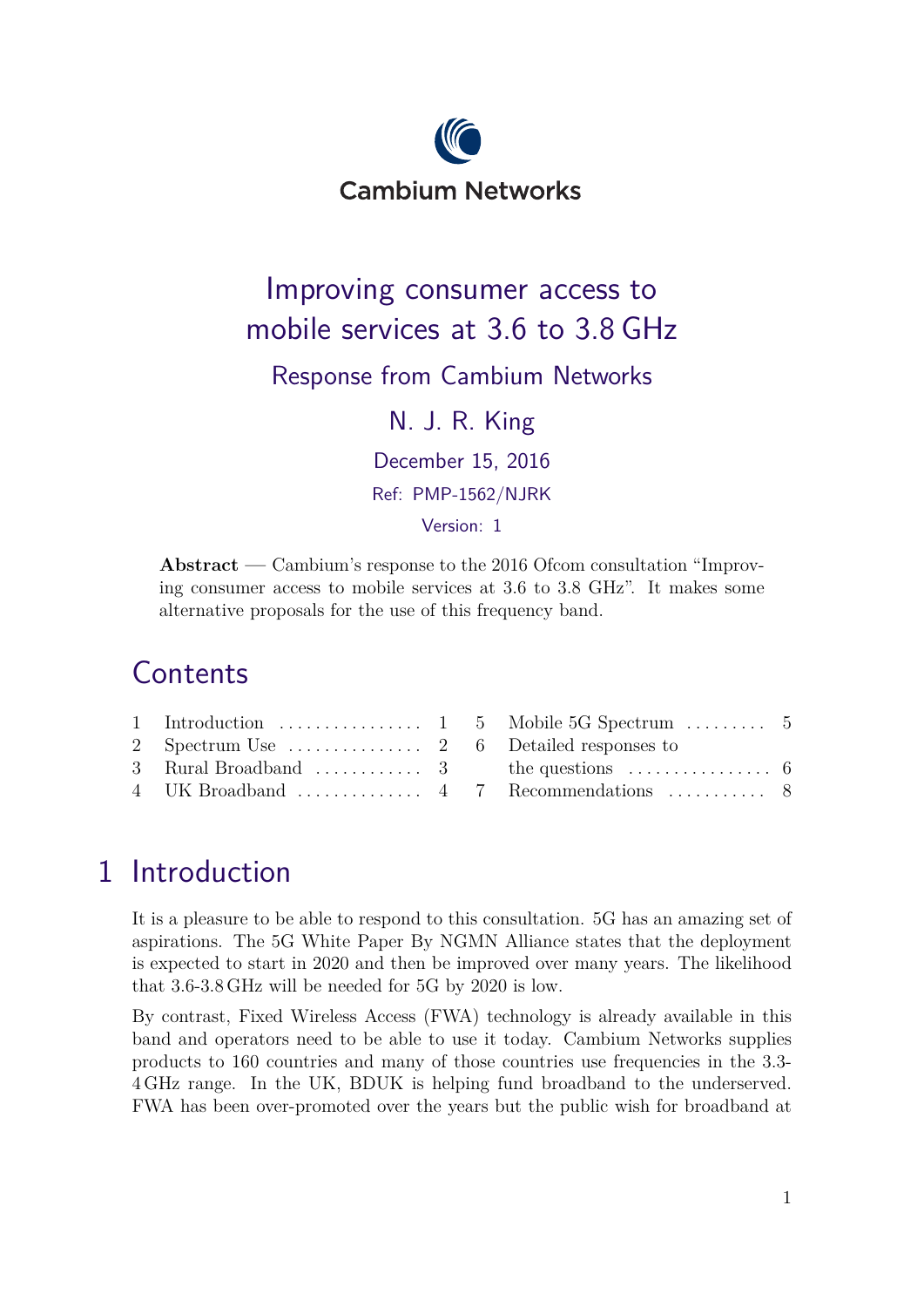Cambium Networks

# Improving consumer access to mobile services at 3.6 to 3.8 GHz

## Response from Cambium Networks

N. J. R. King

December 15, 2016

Ref: PMP-1562/NJRK

Version: 1

**Abstract** — Cambium's response to the 2016 Ofcom consultation "Improving consumer access to mobile services at 3.6 to 3.8 GHz". It makes some alternative proposals for the use of this frequency band.

## Contents

1. Introduction ........ 1
2. Spectrum Use ........ 2
3. Rural Broadband ........ 3
4. UK Broadband ........ 4
5. Mobile 5G Spectrum ........ 5
6. Detailed responses to the questions ........ 6
7. Recommendations ........ 8

# 1 Introduction

It is a pleasure to be able to respond to this consultation. 5G has an amazing set of aspirations. The 5G White Paper By NGMN Alliance states that the deployment is expected to start in 2020 and then be improved over many years. The likelihood that 3.6-3.8 GHz will be needed for 5G by 2020 is low.

By contrast, Fixed Wireless Access (FWA) technology is already available in this band and operators need to be able to use it today. Cambium Networks supplies products to 160 countries and many of those countries use frequencies in the 3.3-4 GHz range. In the UK, BDUK is helping fund broadband to the underserved. FWA has been over-promoted over the years but the public wish for broadband at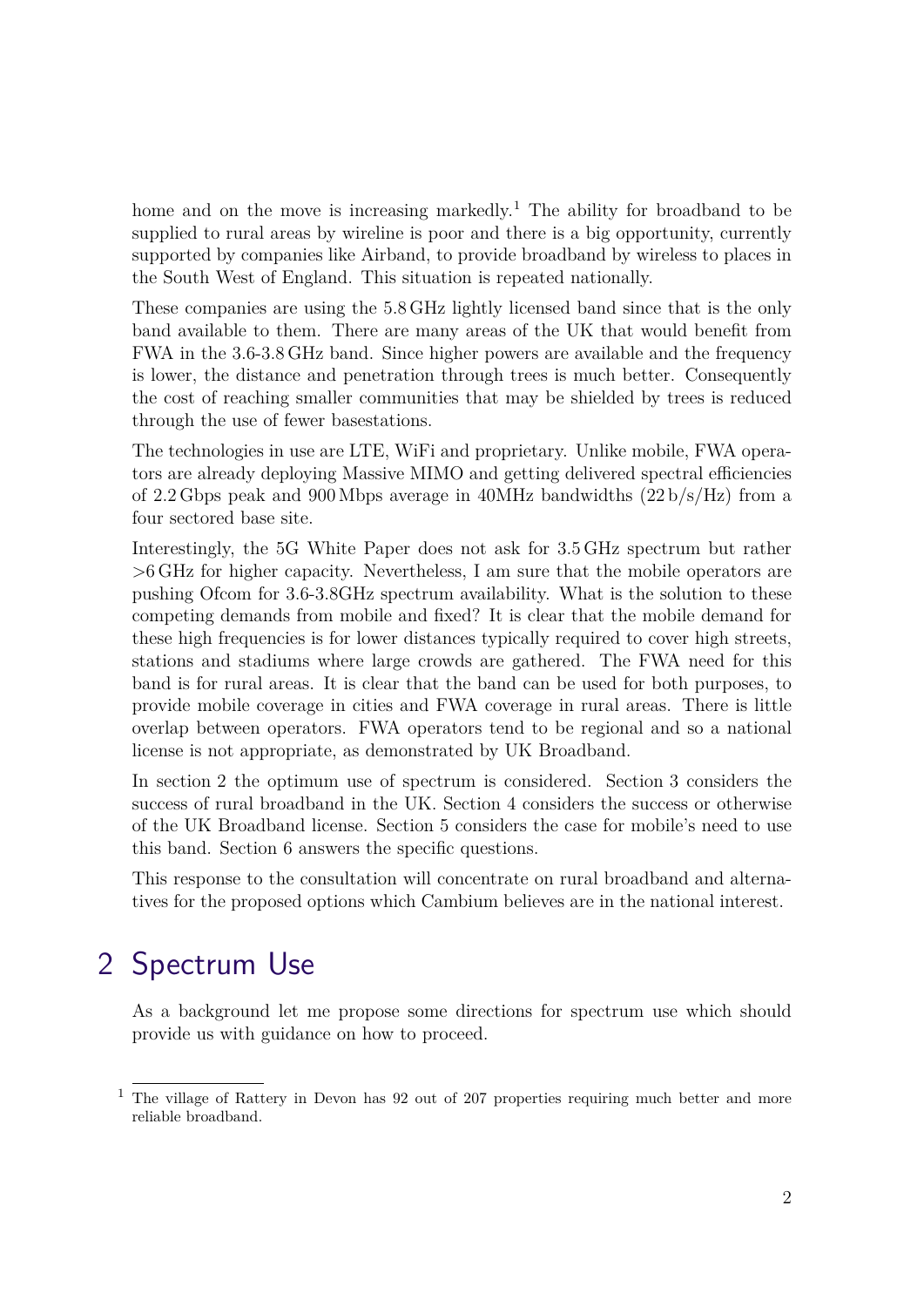home and on the move is increasing markedly.[1] The ability for broadband to be supplied to rural areas by wireline is poor and there is a big opportunity, currently supported by companies like Airband, to provide broadband by wireless to places in the South West of England. This situation is repeated nationally.

These companies are using the 5.8 GHz lightly licensed band since that is the only band available to them. There are many areas of the UK that would benefit from FWA in the 3.6-3.8 GHz band. Since higher powers are available and the frequency is lower, the distance and penetration through trees is much better. Consequently the cost of reaching smaller communities that may be shielded by trees is reduced through the use of fewer basestations.

The technologies in use are LTE, WiFi and proprietary. Unlike mobile, FWA operators are already deploying Massive MIMO and getting delivered spectral efficiencies of 2.2 Gbps peak and 900 Mbps average in 40MHz bandwidths (22 b/s/Hz) from a four sectored base site.

Interestingly, the 5G White Paper does not ask for 3.5 GHz spectrum but rather >6 GHz for higher capacity. Nevertheless, I am sure that the mobile operators are pushing Ofcom for 3.6-3.8GHz spectrum availability. What is the solution to these competing demands from mobile and fixed? It is clear that the mobile demand for these high frequencies is for lower distances typically required to cover high streets, stations and stadiums where large crowds are gathered. The FWA need for this band is for rural areas. It is clear that the band can be used for both purposes, to provide mobile coverage in cities and FWA coverage in rural areas. There is little overlap between operators. FWA operators tend to be regional and so a national license is not appropriate, as demonstrated by UK Broadband.

In section 2 the optimum use of spectrum is considered. Section 3 considers the success of rural broadband in the UK. Section 4 considers the success or otherwise of the UK Broadband license. Section 5 considers the case for mobile's need to use this band. Section 6 answers the specific questions.

This response to the consultation will concentrate on rural broadband and alternatives for the proposed options which Cambium believes are in the national interest.

# 2 Spectrum Use

As a background let me propose some directions for spectrum use which should provide us with guidance on how to proceed.

[1] The village of Rattery in Devon has 92 out of 207 properties requiring much better and more reliable broadband.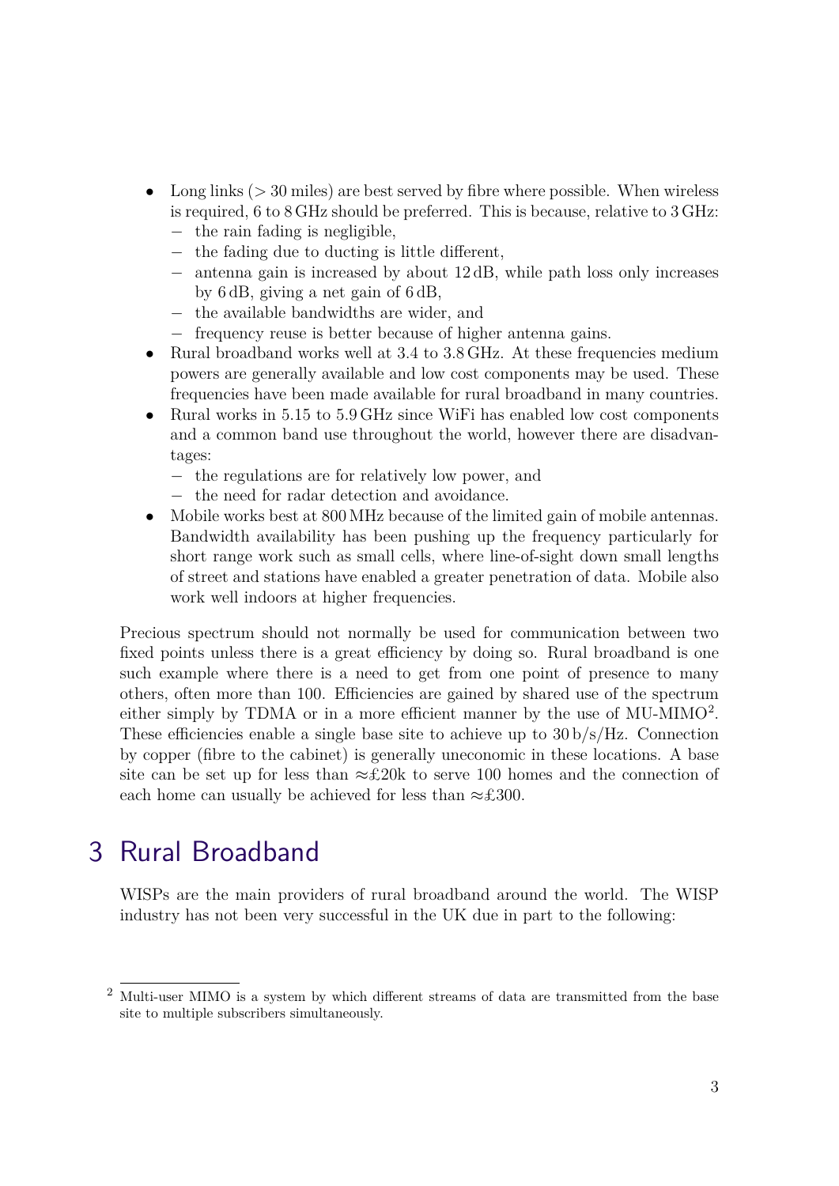- Long links (> 30 miles) are best served by fibre where possible. When wireless is required, 6 to 8 GHz should be preferred. This is because, relative to 3 GHz:
  - the rain fading is negligible,
  - the fading due to ducting is little different,
  - antenna gain is increased by about 12 dB, while path loss only increases by 6 dB, giving a net gain of 6 dB,
  - the available bandwidths are wider, and
  - frequency reuse is better because of higher antenna gains.
- Rural broadband works well at 3.4 to 3.8 GHz. At these frequencies medium powers are generally available and low cost components may be used. These frequencies have been made available for rural broadband in many countries.
- Rural works in 5.15 to 5.9 GHz since WiFi has enabled low cost components and a common band use throughout the world, however there are disadvantages:
  - the regulations are for relatively low power, and
  - the need for radar detection and avoidance.
- Mobile works best at 800 MHz because of the limited gain of mobile antennas. Bandwidth availability has been pushing up the frequency particularly for short range work such as small cells, where line-of-sight down small lengths of street and stations have enabled a greater penetration of data. Mobile also work well indoors at higher frequencies.

Precious spectrum should not normally be used for communication between two fixed points unless there is a great efficiency by doing so. Rural broadband is one such example where there is a need to get from one point of presence to many others, often more than 100. Efficiencies are gained by shared use of the spectrum either simply by TDMA or in a more efficient manner by the use of MU-MIMO[2]. These efficiencies enable a single base site to achieve up to 30 b/s/Hz. Connection by copper (fibre to the cabinet) is generally uneconomic in these locations. A base site can be set up for less than ≈£20k to serve 100 homes and the connection of each home can usually be achieved for less than ≈£300.

# 3 Rural Broadband

WISPs are the main providers of rural broadband around the world. The WISP industry has not been very successful in the UK due in part to the following:

[2] Multi-user MIMO is a system by which different streams of data are transmitted from the base site to multiple subscribers simultaneously.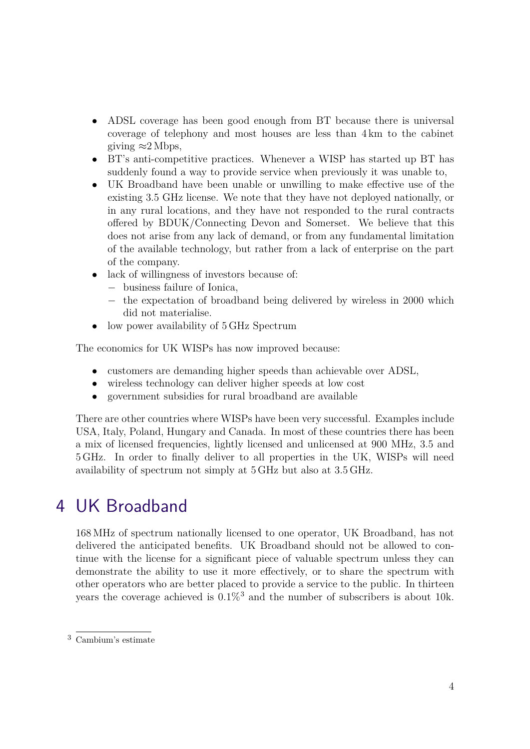- ADSL coverage has been good enough from BT because there is universal coverage of telephony and most houses are less than 4 km to the cabinet giving ≈2 Mbps,
- BT's anti-competitive practices. Whenever a WISP has started up BT has suddenly found a way to provide service when previously it was unable to,
- UK Broadband have been unable or unwilling to make effective use of the existing 3.5 GHz license. We note that they have not deployed nationally, or in any rural locations, and they have not responded to the rural contracts offered by BDUK/Connecting Devon and Somerset. We believe that this does not arise from any lack of demand, or from any fundamental limitation of the available technology, but rather from a lack of enterprise on the part of the company.
- lack of willingness of investors because of:
  - business failure of Ionica,
  - the expectation of broadband being delivered by wireless in 2000 which did not materialise.
- low power availability of 5 GHz Spectrum

The economics for UK WISPs has now improved because:

- customers are demanding higher speeds than achievable over ADSL,
- wireless technology can deliver higher speeds at low cost
- government subsidies for rural broadband are available

There are other countries where WISPs have been very successful. Examples include USA, Italy, Poland, Hungary and Canada. In most of these countries there has been a mix of licensed frequencies, lightly licensed and unlicensed at 900 MHz, 3.5 and 5 GHz. In order to finally deliver to all properties in the UK, WISPs will need availability of spectrum not simply at 5 GHz but also at 3.5 GHz.

# 4 UK Broadband

168 MHz of spectrum nationally licensed to one operator, UK Broadband, has not delivered the anticipated benefits. UK Broadband should not be allowed to continue with the license for a significant piece of valuable spectrum unless they can demonstrate the ability to use it more effectively, or to share the spectrum with other operators who are better placed to provide a service to the public. In thirteen years the coverage achieved is 0.1%[3] and the number of subscribers is about 10k.

[3] Cambium's estimate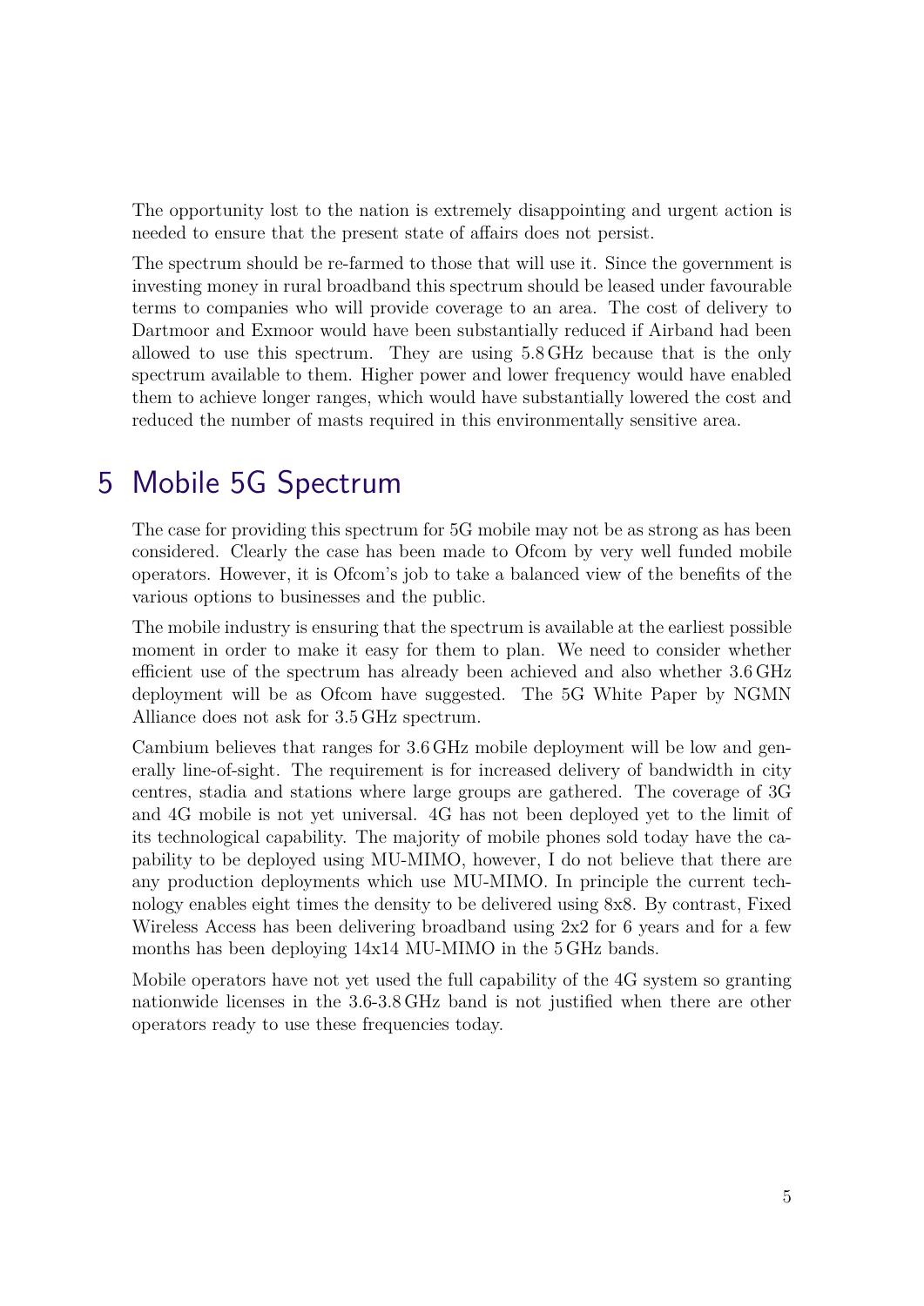The opportunity lost to the nation is extremely disappointing and urgent action is needed to ensure that the present state of affairs does not persist.

The spectrum should be re-farmed to those that will use it. Since the government is investing money in rural broadband this spectrum should be leased under favourable terms to companies who will provide coverage to an area. The cost of delivery to Dartmoor and Exmoor would have been substantially reduced if Airband had been allowed to use this spectrum. They are using 5.8 GHz because that is the only spectrum available to them. Higher power and lower frequency would have enabled them to achieve longer ranges, which would have substantially lowered the cost and reduced the number of masts required in this environmentally sensitive area.

# 5 Mobile 5G Spectrum

The case for providing this spectrum for 5G mobile may not be as strong as has been considered. Clearly the case has been made to Ofcom by very well funded mobile operators. However, it is Ofcom's job to take a balanced view of the benefits of the various options to businesses and the public.

The mobile industry is ensuring that the spectrum is available at the earliest possible moment in order to make it easy for them to plan. We need to consider whether efficient use of the spectrum has already been achieved and also whether 3.6 GHz deployment will be as Ofcom have suggested. The 5G White Paper by NGMN Alliance does not ask for 3.5 GHz spectrum.

Cambium believes that ranges for 3.6 GHz mobile deployment will be low and generally line-of-sight. The requirement is for increased delivery of bandwidth in city centres, stadia and stations where large groups are gathered. The coverage of 3G and 4G mobile is not yet universal. 4G has not been deployed yet to the limit of its technological capability. The majority of mobile phones sold today have the capability to be deployed using MU-MIMO, however, I do not believe that there are any production deployments which use MU-MIMO. In principle the current technology enables eight times the density to be delivered using 8x8. By contrast, Fixed Wireless Access has been delivering broadband using 2x2 for 6 years and for a few months has been deploying 14x14 MU-MIMO in the 5 GHz bands.

Mobile operators have not yet used the full capability of the 4G system so granting nationwide licenses in the 3.6-3.8 GHz band is not justified when there are other operators ready to use these frequencies today.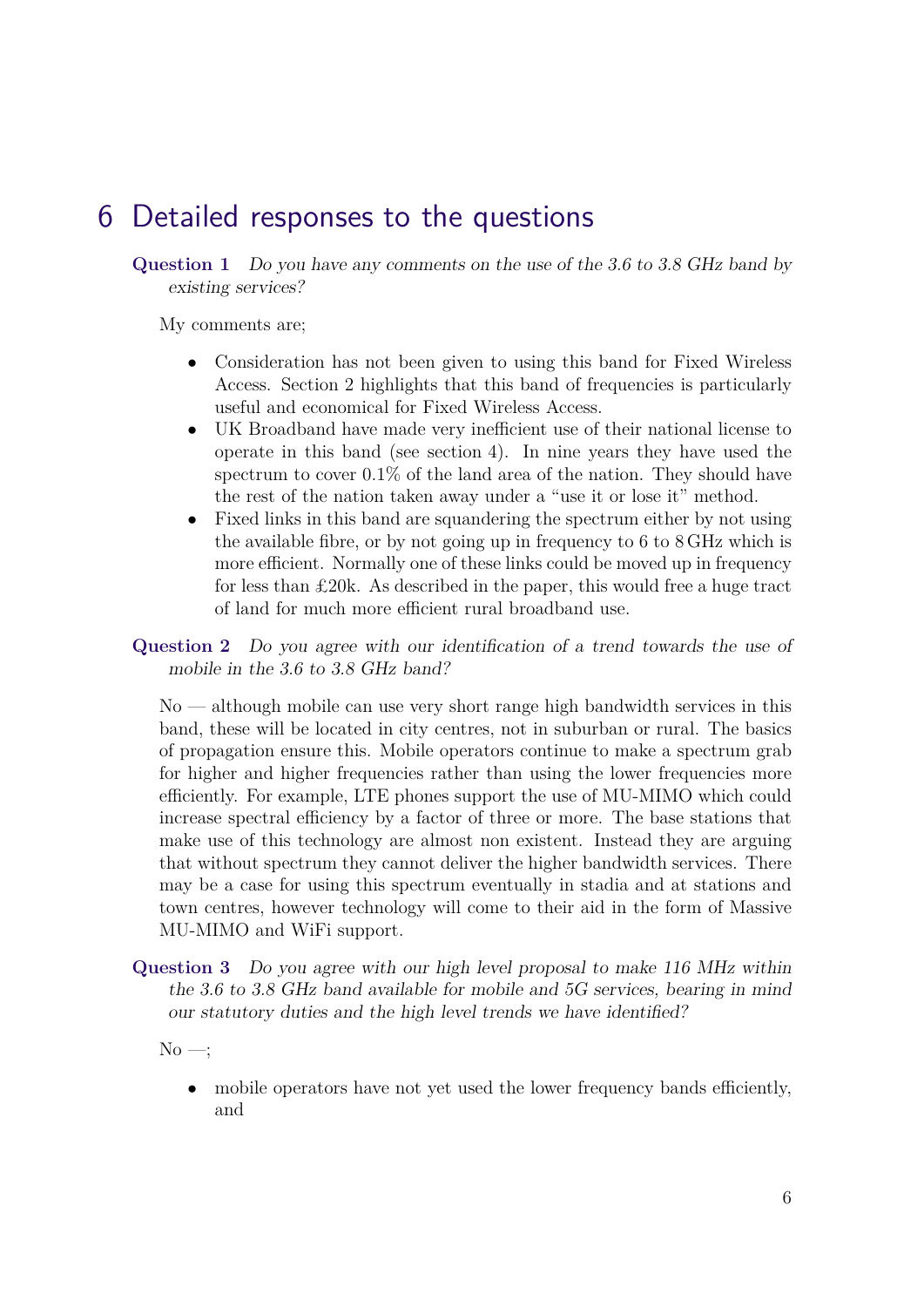# 6 Detailed responses to the questions

**Question 1** *Do you have any comments on the use of the 3.6 to 3.8 GHz band by existing services?*

My comments are;

- Consideration has not been given to using this band for Fixed Wireless Access. Section 2 highlights that this band of frequencies is particularly useful and economical for Fixed Wireless Access.
- UK Broadband have made very inefficient use of their national license to operate in this band (see section 4). In nine years they have used the spectrum to cover 0.1% of the land area of the nation. They should have the rest of the nation taken away under a "use it or lose it" method.
- Fixed links in this band are squandering the spectrum either by not using the available fibre, or by not going up in frequency to 6 to 8 GHz which is more efficient. Normally one of these links could be moved up in frequency for less than £20k. As described in the paper, this would free a huge tract of land for much more efficient rural broadband use.

**Question 2** *Do you agree with our identification of a trend towards the use of mobile in the 3.6 to 3.8 GHz band?*

No — although mobile can use very short range high bandwidth services in this band, these will be located in city centres, not in suburban or rural. The basics of propagation ensure this. Mobile operators continue to make a spectrum grab for higher and higher frequencies rather than using the lower frequencies more efficiently. For example, LTE phones support the use of MU-MIMO which could increase spectral efficiency by a factor of three or more. The base stations that make use of this technology are almost non existent. Instead they are arguing that without spectrum they cannot deliver the higher bandwidth services. There may be a case for using this spectrum eventually in stadia and at stations and town centres, however technology will come to their aid in the form of Massive MU-MIMO and WiFi support.

**Question 3** *Do you agree with our high level proposal to make 116 MHz within the 3.6 to 3.8 GHz band available for mobile and 5G services, bearing in mind our statutory duties and the high level trends we have identified?*

No —;

- mobile operators have not yet used the lower frequency bands efficiently, and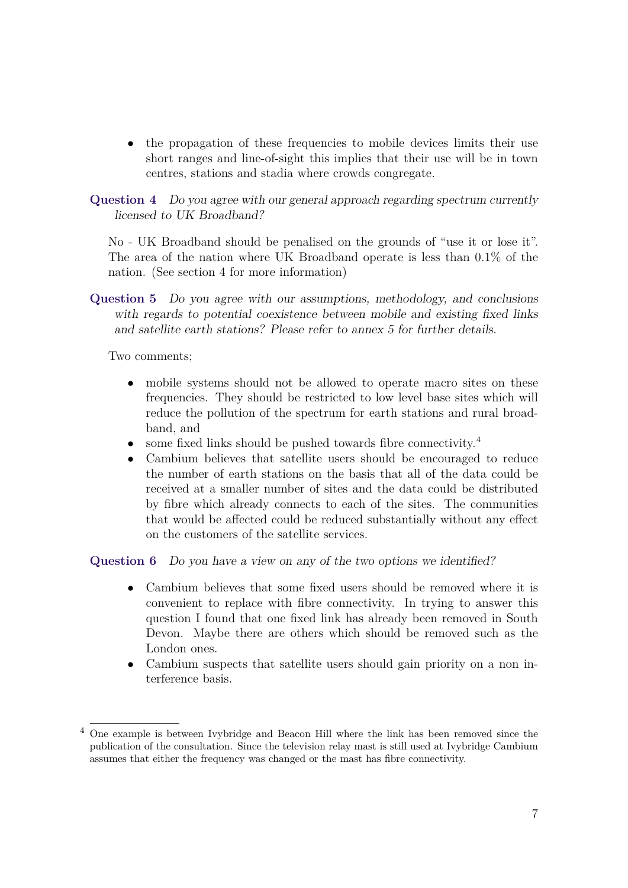- the propagation of these frequencies to mobile devices limits their use short ranges and line-of-sight this implies that their use will be in town centres, stations and stadia where crowds congregate.

**Question 4** *Do you agree with our general approach regarding spectrum currently licensed to UK Broadband?*

No - UK Broadband should be penalised on the grounds of "use it or lose it". The area of the nation where UK Broadband operate is less than 0.1% of the nation. (See section 4 for more information)

**Question 5** *Do you agree with our assumptions, methodology, and conclusions with regards to potential coexistence between mobile and existing fixed links and satellite earth stations? Please refer to annex 5 for further details.*

Two comments;

- mobile systems should not be allowed to operate macro sites on these frequencies. They should be restricted to low level base sites which will reduce the pollution of the spectrum for earth stations and rural broadband, and
- some fixed links should be pushed towards fibre connectivity.[4]
- Cambium believes that satellite users should be encouraged to reduce the number of earth stations on the basis that all of the data could be received at a smaller number of sites and the data could be distributed by fibre which already connects to each of the sites. The communities that would be affected could be reduced substantially without any effect on the customers of the satellite services.

**Question 6** *Do you have a view on any of the two options we identified?*

- Cambium believes that some fixed users should be removed where it is convenient to replace with fibre connectivity. In trying to answer this question I found that one fixed link has already been removed in South Devon. Maybe there are others which should be removed such as the London ones.
- Cambium suspects that satellite users should gain priority on a non interference basis.

---

[4] One example is between Ivybridge and Beacon Hill where the link has been removed since the publication of the consultation. Since the television relay mast is still used at Ivybridge Cambium assumes that either the frequency was changed or the mast has fibre connectivity.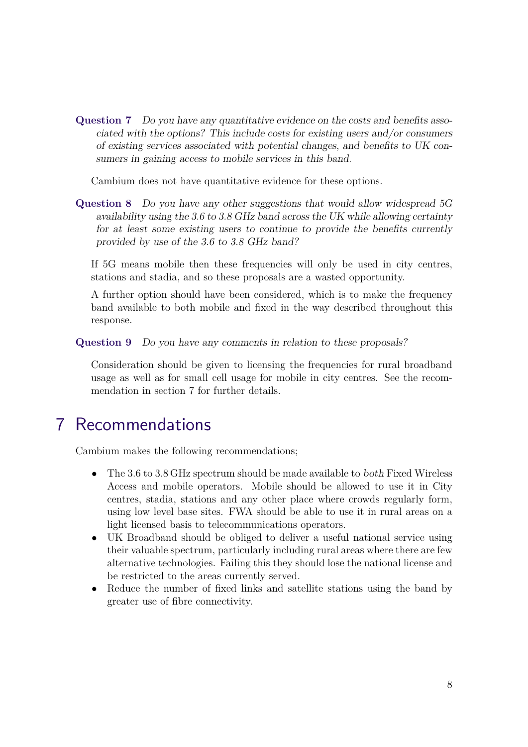**Question 7** *Do you have any quantitative evidence on the costs and benefits associated with the options? This include costs for existing users and/or consumers of existing services associated with potential changes, and benefits to UK consumers in gaining access to mobile services in this band.*

Cambium does not have quantitative evidence for these options.

**Question 8** *Do you have any other suggestions that would allow widespread 5G availability using the 3.6 to 3.8 GHz band across the UK while allowing certainty for at least some existing users to continue to provide the benefits currently provided by use of the 3.6 to 3.8 GHz band?*

If 5G means mobile then these frequencies will only be used in city centres, stations and stadia, and so these proposals are a wasted opportunity.

A further option should have been considered, which is to make the frequency band available to both mobile and fixed in the way described throughout this response.

**Question 9** *Do you have any comments in relation to these proposals?*

Consideration should be given to licensing the frequencies for rural broadband usage as well as for small cell usage for mobile in city centres. See the recommendation in section 7 for further details.

# 7 Recommendations

Cambium makes the following recommendations;

- The 3.6 to 3.8 GHz spectrum should be made available to *both* Fixed Wireless Access and mobile operators. Mobile should be allowed to use it in City centres, stadia, stations and any other place where crowds regularly form, using low level base sites. FWA should be able to use it in rural areas on a light licensed basis to telecommunications operators.
- UK Broadband should be obliged to deliver a useful national service using their valuable spectrum, particularly including rural areas where there are few alternative technologies. Failing this they should lose the national license and be restricted to the areas currently served.
- Reduce the number of fixed links and satellite stations using the band by greater use of fibre connectivity.